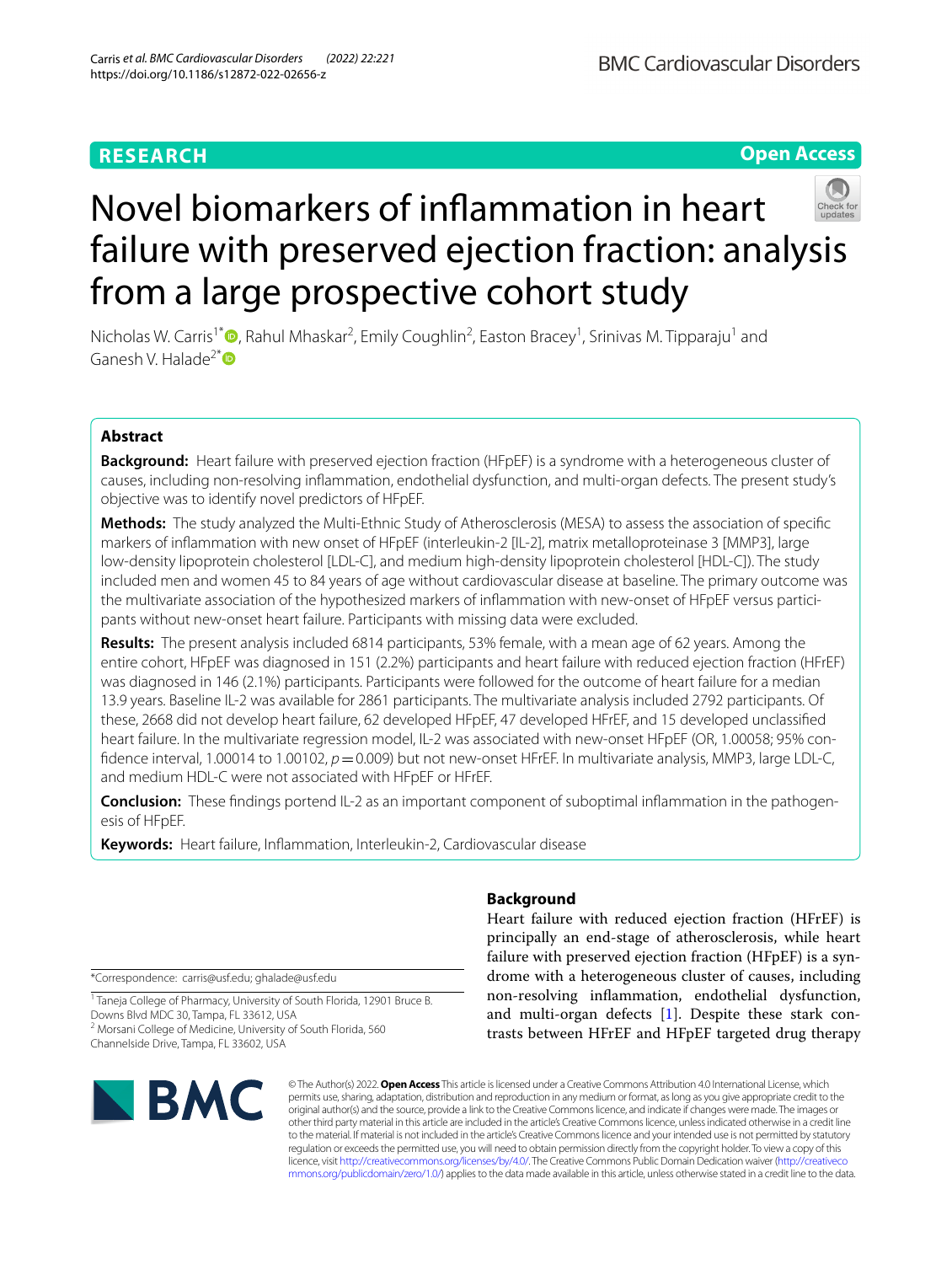RESEARCH

Open Access

# Novel biomarkers of inflammation in heart failure with preserved ejection fraction: analysis from a large prospective cohort study

Nicholas W. Carris[1*], Rahul Mhaskar[2], Emily Coughlin[2], Easton Bracey[1], Srinivas M. Tipparaju[1] and Ganesh V. Halade[2*]

## Abstract

**Background:** Heart failure with preserved ejection fraction (HFpEF) is a syndrome with a heterogeneous cluster of causes, including non-resolving inflammation, endothelial dysfunction, and multi-organ defects. The present study's objective was to identify novel predictors of HFpEF.

**Methods:** The study analyzed the Multi-Ethnic Study of Atherosclerosis (MESA) to assess the association of specific markers of inflammation with new onset of HFpEF (interleukin-2 [IL-2], matrix metalloproteinase 3 [MMP3], large low-density lipoprotein cholesterol [LDL-C], and medium high-density lipoprotein cholesterol [HDL-C]). The study included men and women 45 to 84 years of age without cardiovascular disease at baseline. The primary outcome was the multivariate association of the hypothesized markers of inflammation with new-onset of HFpEF versus participants without new-onset heart failure. Participants with missing data were excluded.

**Results:** The present analysis included 6814 participants, 53% female, with a mean age of 62 years. Among the entire cohort, HFpEF was diagnosed in 151 (2.2%) participants and heart failure with reduced ejection fraction (HFrEF) was diagnosed in 146 (2.1%) participants. Participants were followed for the outcome of heart failure for a median 13.9 years. Baseline IL-2 was available for 2861 participants. The multivariate analysis included 2792 participants. Of these, 2668 did not develop heart failure, 62 developed HFpEF, 47 developed HFrEF, and 15 developed unclassified heart failure. In the multivariate regression model, IL-2 was associated with new-onset HFpEF (OR, 1.00058; 95% confidence interval, 1.00014 to 1.00102, $p = 0.009$) but not new-onset HFrEF. In multivariate analysis, MMP3, large LDL-C, and medium HDL-C were not associated with HFpEF or HFrEF.

**Conclusion:** These findings portend IL-2 as an important component of suboptimal inflammation in the pathogenesis of HFpEF.

**Keywords:** Heart failure, Inflammation, Interleukin-2, Cardiovascular disease

## Background

Heart failure with reduced ejection fraction (HFrEF) is principally an end-stage of atherosclerosis, while heart failure with preserved ejection fraction (HFpEF) is a syndrome with a heterogeneous cluster of causes, including non-resolving inflammation, endothelial dysfunction, and multi-organ defects [1]. Despite these stark contrasts between HFrEF and HFpEF targeted drug therapy

*Correspondence: carris@usf.edu; ghalade@usf.edu

[1] Taneja College of Pharmacy, University of South Florida, 12901 Bruce B. Downs Blvd MDC 30, Tampa, FL 33612, USA

[2] Morsani College of Medicine, University of South Florida, 560 Channelside Drive, Tampa, FL 33602, USA

© The Author(s) 2022. **Open Access** This article is licensed under a Creative Commons Attribution 4.0 International License, which permits use, sharing, adaptation, distribution and reproduction in any medium or format, as long as you give appropriate credit to the original author(s) and the source, provide a link to the Creative Commons licence, and indicate if changes were made. The images or other third party material in this article are included in the article's Creative Commons licence, unless indicated otherwise in a credit line to the material. If material is not included in the article's Creative Commons licence and your intended use is not permitted by statutory regulation or exceeds the permitted use, you will need to obtain permission directly from the copyright holder. To view a copy of this licence, visit http://creativecommons.org/licenses/by/4.0/. The Creative Commons Public Domain Dedication waiver (http://creativecommons.org/publicdomain/zero/1.0/) applies to the data made available in this article, unless otherwise stated in a credit line to the data.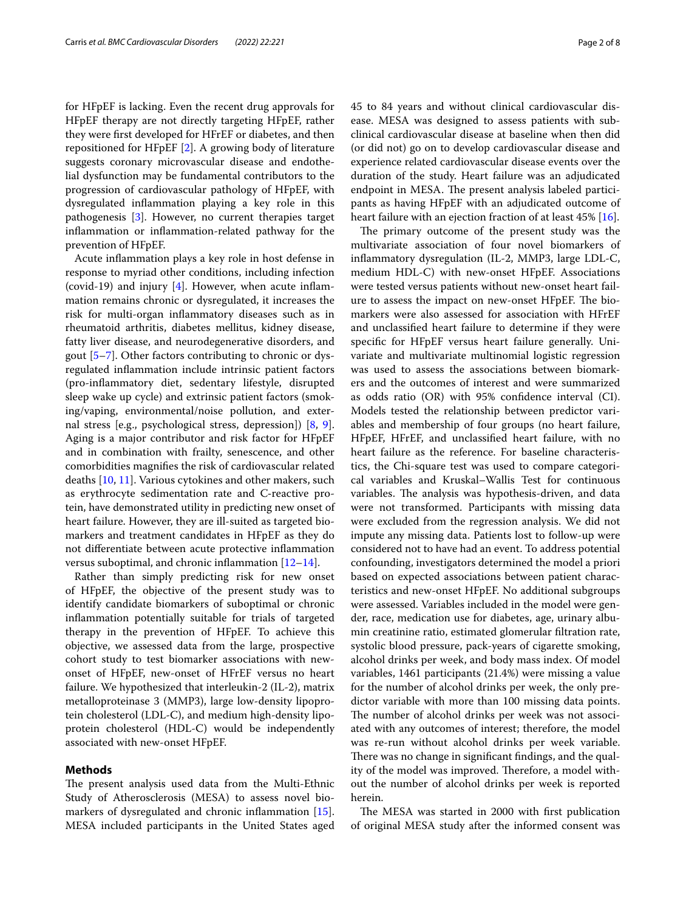for HFpEF is lacking. Even the recent drug approvals for HFpEF therapy are not directly targeting HFpEF, rather they were first developed for HFrEF or diabetes, and then repositioned for HFpEF [2]. A growing body of literature suggests coronary microvascular disease and endothelial dysfunction may be fundamental contributors to the progression of cardiovascular pathology of HFpEF, with dysregulated inflammation playing a key role in this pathogenesis [3]. However, no current therapies target inflammation or inflammation-related pathway for the prevention of HFpEF.

Acute inflammation plays a key role in host defense in response to myriad other conditions, including infection (covid-19) and injury [4]. However, when acute inflammation remains chronic or dysregulated, it increases the risk for multi-organ inflammatory diseases such as in rheumatoid arthritis, diabetes mellitus, kidney disease, fatty liver disease, and neurodegenerative disorders, and gout [5–7]. Other factors contributing to chronic or dysregulated inflammation include intrinsic patient factors (pro-inflammatory diet, sedentary lifestyle, disrupted sleep wake up cycle) and extrinsic patient factors (smoking/vaping, environmental/noise pollution, and external stress [e.g., psychological stress, depression]) [8, 9]. Aging is a major contributor and risk factor for HFpEF and in combination with frailty, senescence, and other comorbidities magnifies the risk of cardiovascular related deaths [10, 11]. Various cytokines and other makers, such as erythrocyte sedimentation rate and C-reactive protein, have demonstrated utility in predicting new onset of heart failure. However, they are ill-suited as targeted biomarkers and treatment candidates in HFpEF as they do not differentiate between acute protective inflammation versus suboptimal, and chronic inflammation [12–14].

Rather than simply predicting risk for new onset of HFpEF, the objective of the present study was to identify candidate biomarkers of suboptimal or chronic inflammation potentially suitable for trials of targeted therapy in the prevention of HFpEF. To achieve this objective, we assessed data from the large, prospective cohort study to test biomarker associations with new-onset of HFpEF, new-onset of HFrEF versus no heart failure. We hypothesized that interleukin-2 (IL-2), matrix metalloproteinase 3 (MMP3), large low-density lipoprotein cholesterol (LDL-C), and medium high-density lipoprotein cholesterol (HDL-C) would be independently associated with new-onset HFpEF.

## Methods

The present analysis used data from the Multi-Ethnic Study of Atherosclerosis (MESA) to assess novel biomarkers of dysregulated and chronic inflammation [15]. MESA included participants in the United States aged 45 to 84 years and without clinical cardiovascular disease. MESA was designed to assess patients with subclinical cardiovascular disease at baseline when then did (or did not) go on to develop cardiovascular disease and experience related cardiovascular disease events over the duration of the study. Heart failure was an adjudicated endpoint in MESA. The present analysis labeled participants as having HFpEF with an adjudicated outcome of heart failure with an ejection fraction of at least 45% [16].

The primary outcome of the present study was the multivariate association of four novel biomarkers of inflammatory dysregulation (IL-2, MMP3, large LDL-C, medium HDL-C) with new-onset HFpEF. Associations were tested versus patients without new-onset heart failure to assess the impact on new-onset HFpEF. The biomarkers were also assessed for association with HFrEF and unclassified heart failure to determine if they were specific for HFpEF versus heart failure generally. Univariate and multivariate multinomial logistic regression was used to assess the associations between biomarkers and the outcomes of interest and were summarized as odds ratio (OR) with 95% confidence interval (CI). Models tested the relationship between predictor variables and membership of four groups (no heart failure, HFpEF, HFrEF, and unclassified heart failure, with no heart failure as the reference. For baseline characteristics, the Chi-square test was used to compare categorical variables and Kruskal–Wallis Test for continuous variables. The analysis was hypothesis-driven, and data were not transformed. Participants with missing data were excluded from the regression analysis. We did not impute any missing data. Patients lost to follow-up were considered not to have had an event. To address potential confounding, investigators determined the model a priori based on expected associations between patient characteristics and new-onset HFpEF. No additional subgroups were assessed. Variables included in the model were gender, race, medication use for diabetes, age, urinary albumin creatinine ratio, estimated glomerular filtration rate, systolic blood pressure, pack-years of cigarette smoking, alcohol drinks per week, and body mass index. Of model variables, 1461 participants (21.4%) were missing a value for the number of alcohol drinks per week, the only predictor variable with more than 100 missing data points. The number of alcohol drinks per week was not associated with any outcomes of interest; therefore, the model was re-run without alcohol drinks per week variable. There was no change in significant findings, and the quality of the model was improved. Therefore, a model without the number of alcohol drinks per week is reported herein.

The MESA was started in 2000 with first publication of original MESA study after the informed consent was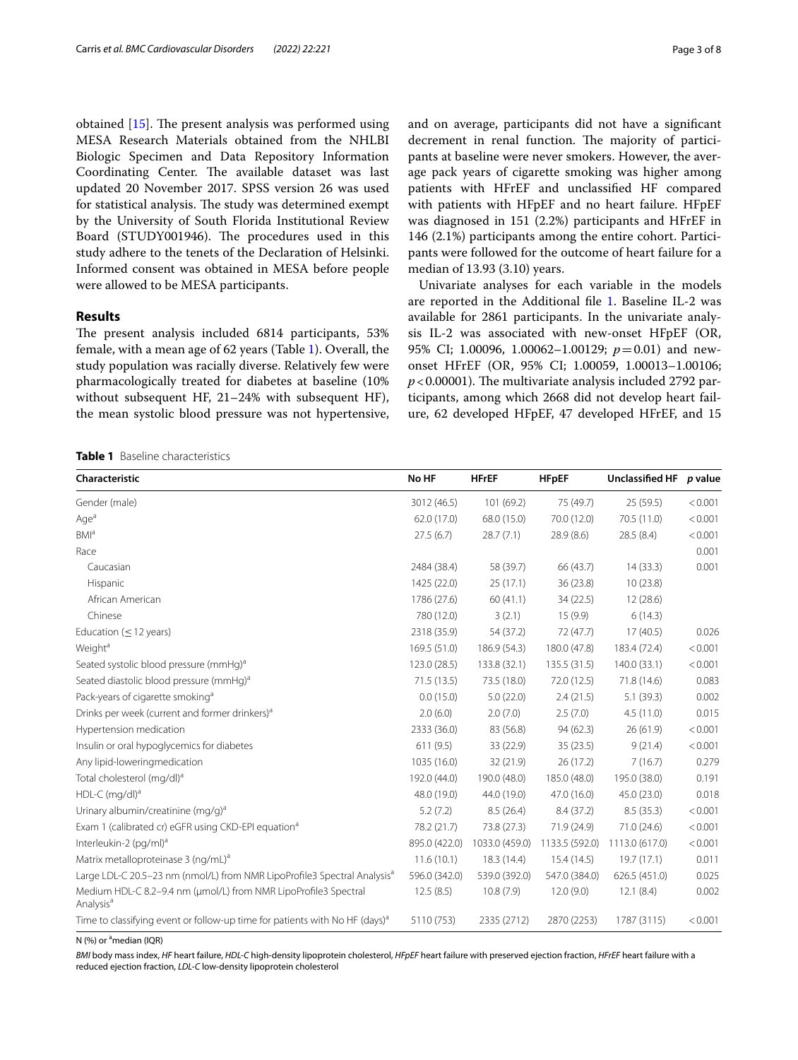obtained [15]. The present analysis was performed using MESA Research Materials obtained from the NHLBI Biologic Specimen and Data Repository Information Coordinating Center. The available dataset was last updated 20 November 2017. SPSS version 26 was used for statistical analysis. The study was determined exempt by the University of South Florida Institutional Review Board (STUDY001946). The procedures used in this study adhere to the tenets of the Declaration of Helsinki. Informed consent was obtained in MESA before people were allowed to be MESA participants.

## Results

The present analysis included 6814 participants, 53% female, with a mean age of 62 years (Table 1). Overall, the study population was racially diverse. Relatively few were pharmacologically treated for diabetes at baseline (10% without subsequent HF, 21–24% with subsequent HF), the mean systolic blood pressure was not hypertensive, and on average, participants did not have a significant decrement in renal function. The majority of participants at baseline were never smokers. However, the average pack years of cigarette smoking was higher among patients with HFrEF and unclassified HF compared with patients with HFpEF and no heart failure. HFpEF was diagnosed in 151 (2.2%) participants and HFrEF in 146 (2.1%) participants among the entire cohort. Participants were followed for the outcome of heart failure for a median of 13.93 (3.10) years.

Univariate analyses for each variable in the models are reported in the Additional file 1. Baseline IL-2 was available for 2861 participants. In the univariate analysis IL-2 was associated with new-onset HFpEF (OR, 95% CI; 1.00096, 1.00062–1.00129; $p=0.01$) and new-onset HFrEF (OR, 95% CI; 1.00059, 1.00013–1.00106; $p<0.00001$). The multivariate analysis included 2792 participants, among which 2668 did not develop heart failure, 62 developed HFpEF, 47 developed HFrEF, and 15

**Table 1** Baseline characteristics

| Characteristic | No HF | HFrEF | HFpEF | Unclassified HF | p value |
|---|---|---|---|---|---|
| Gender (male) | 3012 (46.5) | 101 (69.2) | 75 (49.7) | 25 (59.5) | < 0.001 |
| Age[a] | 62.0 (17.0) | 68.0 (15.0) | 70.0 (12.0) | 70.5 (11.0) | < 0.001 |
| BMI[a] | 27.5 (6.7) | 28.7 (7.1) | 28.9 (8.6) | 28.5 (8.4) | < 0.001 |
| Race | | | | | 0.001 |
| Caucasian | 2484 (38.4) | 58 (39.7) | 66 (43.7) | 14 (33.3) | 0.001 |
| Hispanic | 1425 (22.0) | 25 (17.1) | 36 (23.8) | 10 (23.8) | |
| African American | 1786 (27.6) | 60 (41.1) | 34 (22.5) | 12 (28.6) | |
| Chinese | 780 (12.0) | 3 (2.1) | 15 (9.9) | 6 (14.3) | |
| Education (≤ 12 years) | 2318 (35.9) | 54 (37.2) | 72 (47.7) | 17 (40.5) | 0.026 |
| Weight[a] | 169.5 (51.0) | 186.9 (54.3) | 180.0 (47.8) | 183.4 (72.4) | < 0.001 |
| Seated systolic blood pressure (mmHg)[a] | 123.0 (28.5) | 133.8 (32.1) | 135.5 (31.5) | 140.0 (33.1) | < 0.001 |
| Seated diastolic blood pressure (mmHg)[a] | 71.5 (13.5) | 73.5 (18.0) | 72.0 (12.5) | 71.8 (14.6) | 0.083 |
| Pack-years of cigarette smoking[a] | 0.0 (15.0) | 5.0 (22.0) | 2.4 (21.5) | 5.1 (39.3) | 0.002 |
| Drinks per week (current and former drinkers)[a] | 2.0 (6.0) | 2.0 (7.0) | 2.5 (7.0) | 4.5 (11.0) | 0.015 |
| Hypertension medication | 2333 (36.0) | 83 (56.8) | 94 (62.3) | 26 (61.9) | < 0.001 |
| Insulin or oral hypoglycemics for diabetes | 611 (9.5) | 33 (22.9) | 35 (23.5) | 9 (21.4) | < 0.001 |
| Any lipid-loweringmedication | 1035 (16.0) | 32 (21.9) | 26 (17.2) | 7 (16.7) | 0.279 |
| Total cholesterol (mg/dl)[a] | 192.0 (44.0) | 190.0 (48.0) | 185.0 (48.0) | 195.0 (38.0) | 0.191 |
| HDL-C (mg/dl)[a] | 48.0 (19.0) | 44.0 (19.0) | 47.0 (16.0) | 45.0 (23.0) | 0.018 |
| Urinary albumin/creatinine (mg/g)[a] | 5.2 (7.2) | 8.5 (26.4) | 8.4 (37.2) | 8.5 (35.3) | < 0.001 |
| Exam 1 (calibrated cr) eGFR using CKD-EPI equation[a] | 78.2 (21.7) | 73.8 (27.3) | 71.9 (24.9) | 71.0 (24.6) | < 0.001 |
| Interleukin-2 (pg/ml)[a] | 895.0 (422.0) | 1033.0 (459.0) | 1133.5 (592.0) | 1113.0 (617.0) | < 0.001 |
| Matrix metalloproteinase 3 (ng/mL)[a] | 11.6 (10.1) | 18.3 (14.4) | 15.4 (14.5) | 19.7 (17.1) | 0.011 |
| Large LDL-C 20.5–23 nm (nmol/L) from NMR LipoProfile3 Spectral Analysis[a] | 596.0 (342.0) | 539.0 (392.0) | 547.0 (384.0) | 626.5 (451.0) | 0.025 |
| Medium HDL-C 8.2–9.4 nm (µmol/L) from NMR LipoProfile3 Spectral Analysis[a] | 12.5 (8.5) | 10.8 (7.9) | 12.0 (9.0) | 12.1 (8.4) | 0.002 |
| Time to classifying event or follow-up time for patients with No HF (days)[a] | 5110 (753) | 2335 (2712) | 2870 (2253) | 1787 (3115) | < 0.001 |

N (%) or [a]median (IQR)

*BMI* body mass index, *HF* heart failure, *HDL-C* high-density lipoprotein cholesterol, *HFpEF* heart failure with preserved ejection fraction, *HFrEF* heart failure with a reduced ejection fraction, *LDL-C* low-density lipoprotein cholesterol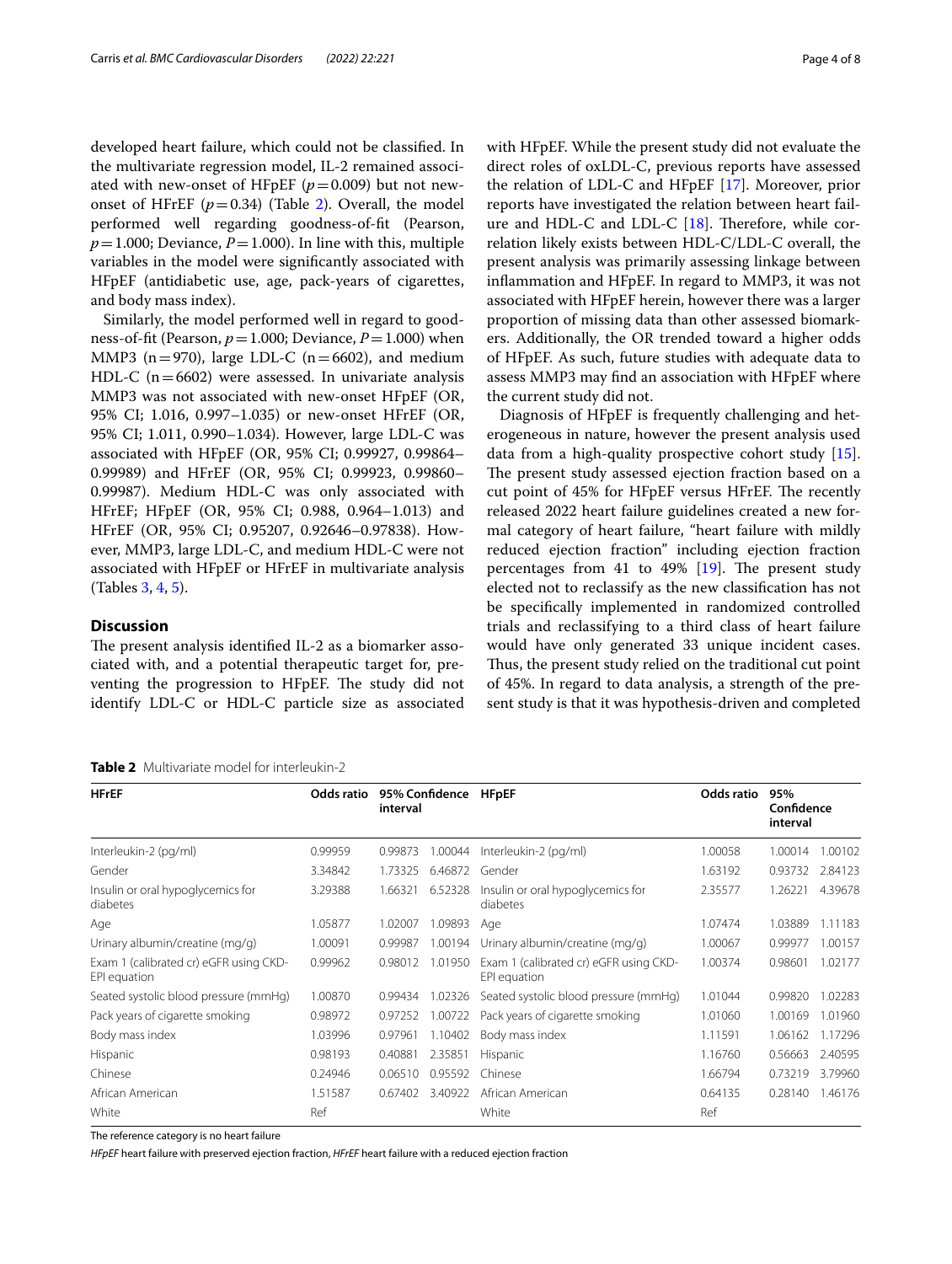developed heart failure, which could not be classified. In the multivariate regression model, IL-2 remained associated with new-onset of HFpEF ($p = 0.009$) but not new-onset of HFrEF ($p = 0.34$) (Table 2). Overall, the model performed well regarding goodness-of-fit (Pearson, $p = 1.000$; Deviance, $P = 1.000$). In line with this, multiple variables in the model were significantly associated with HFpEF (antidiabetic use, age, pack-years of cigarettes, and body mass index).

Similarly, the model performed well in regard to goodness-of-fit (Pearson, $p = 1.000$; Deviance, $P = 1.000$) when MMP3 (n = 970), large LDL-C (n = 6602), and medium HDL-C (n = 6602) were assessed. In univariate analysis MMP3 was not associated with new-onset HFpEF (OR, 95% CI; 1.016, 0.997–1.035) or new-onset HFrEF (OR, 95% CI; 1.011, 0.990–1.034). However, large LDL-C was associated with HFpEF (OR, 95% CI; 0.99927, 0.99864–0.99989) and HFrEF (OR, 95% CI; 0.99923, 0.99860–0.99987). Medium HDL-C was only associated with HFrEF; HFpEF (OR, 95% CI; 0.988, 0.964–1.013) and HFrEF (OR, 95% CI; 0.95207, 0.92646–0.97838). However, MMP3, large LDL-C, and medium HDL-C were not associated with HFpEF or HFrEF in multivariate analysis (Tables 3, 4, 5).

## Discussion

The present analysis identified IL-2 as a biomarker associated with, and a potential therapeutic target for, preventing the progression to HFpEF. The study did not identify LDL-C or HDL-C particle size as associated with HFpEF. While the present study did not evaluate the direct roles of oxLDL-C, previous reports have assessed the relation of LDL-C and HFpEF [17]. Moreover, prior reports have investigated the relation between heart failure and HDL-C and LDL-C [18]. Therefore, while correlation likely exists between HDL-C/LDL-C overall, the present analysis was primarily assessing linkage between inflammation and HFpEF. In regard to MMP3, it was not associated with HFpEF herein, however there was a larger proportion of missing data than other assessed biomarkers. Additionally, the OR trended toward a higher odds of HFpEF. As such, future studies with adequate data to assess MMP3 may find an association with HFpEF where the current study did not.

Diagnosis of HFpEF is frequently challenging and heterogeneous in nature, however the present analysis used data from a high-quality prospective cohort study [15]. The present study assessed ejection fraction based on a cut point of 45% for HFpEF versus HFrEF. The recently released 2022 heart failure guidelines created a new formal category of heart failure, "heart failure with mildly reduced ejection fraction" including ejection fraction percentages from 41 to 49% [19]. The present study elected not to reclassify as the new classification has not be specifically implemented in randomized controlled trials and reclassifying to a third class of heart failure would have only generated 33 unique incident cases. Thus, the present study relied on the traditional cut point of 45%. In regard to data analysis, a strength of the present study is that it was hypothesis-driven and completed

**Table 2** Multivariate model for interleukin-2

| HFrEF | Odds ratio | 95% Confidence interval | | HFpEF | Odds ratio | 95% Confidence interval | |
|---|---|---|---|---|---|---|---|
| Interleukin-2 (pg/ml) | 0.99959 | 0.99873 | 1.00044 | Interleukin-2 (pg/ml) | 1.00058 | 1.00014 | 1.00102 |
| Gender | 3.34842 | 1.73325 | 6.46872 | Gender | 1.63192 | 0.93732 | 2.84123 |
| Insulin or oral hypoglycemics for diabetes | 3.29388 | 1.66321 | 6.52328 | Insulin or oral hypoglycemics for diabetes | 2.35577 | 1.26221 | 4.39678 |
| Age | 1.05877 | 1.02007 | 1.09893 | Age | 1.07474 | 1.03889 | 1.11183 |
| Urinary albumin/creatine (mg/g) | 1.00091 | 0.99987 | 1.00194 | Urinary albumin/creatine (mg/g) | 1.00067 | 0.99977 | 1.00157 |
| Exam 1 (calibrated cr) eGFR using CKD-EPI equation | 0.99962 | 0.98012 | 1.01950 | Exam 1 (calibrated cr) eGFR using CKD-EPI equation | 1.00374 | 0.98601 | 1.02177 |
| Seated systolic blood pressure (mmHg) | 1.00870 | 0.99434 | 1.02326 | Seated systolic blood pressure (mmHg) | 1.01044 | 0.99820 | 1.02283 |
| Pack years of cigarette smoking | 0.98972 | 0.97252 | 1.00722 | Pack years of cigarette smoking | 1.01060 | 1.00169 | 1.01960 |
| Body mass index | 1.03996 | 0.97961 | 1.10402 | Body mass index | 1.11591 | 1.06162 | 1.17296 |
| Hispanic | 0.98193 | 0.40881 | 2.35851 | Hispanic | 1.16760 | 0.56663 | 2.40595 |
| Chinese | 0.24946 | 0.06510 | 0.95592 | Chinese | 1.66794 | 0.73219 | 3.79960 |
| African American | 1.51587 | 0.67402 | 3.40922 | African American | 0.64135 | 0.28140 | 1.46176 |
| White | Ref | | | White | Ref | | |

The reference category is no heart failure

*HFpEF* heart failure with preserved ejection fraction, *HFrEF* heart failure with a reduced ejection fraction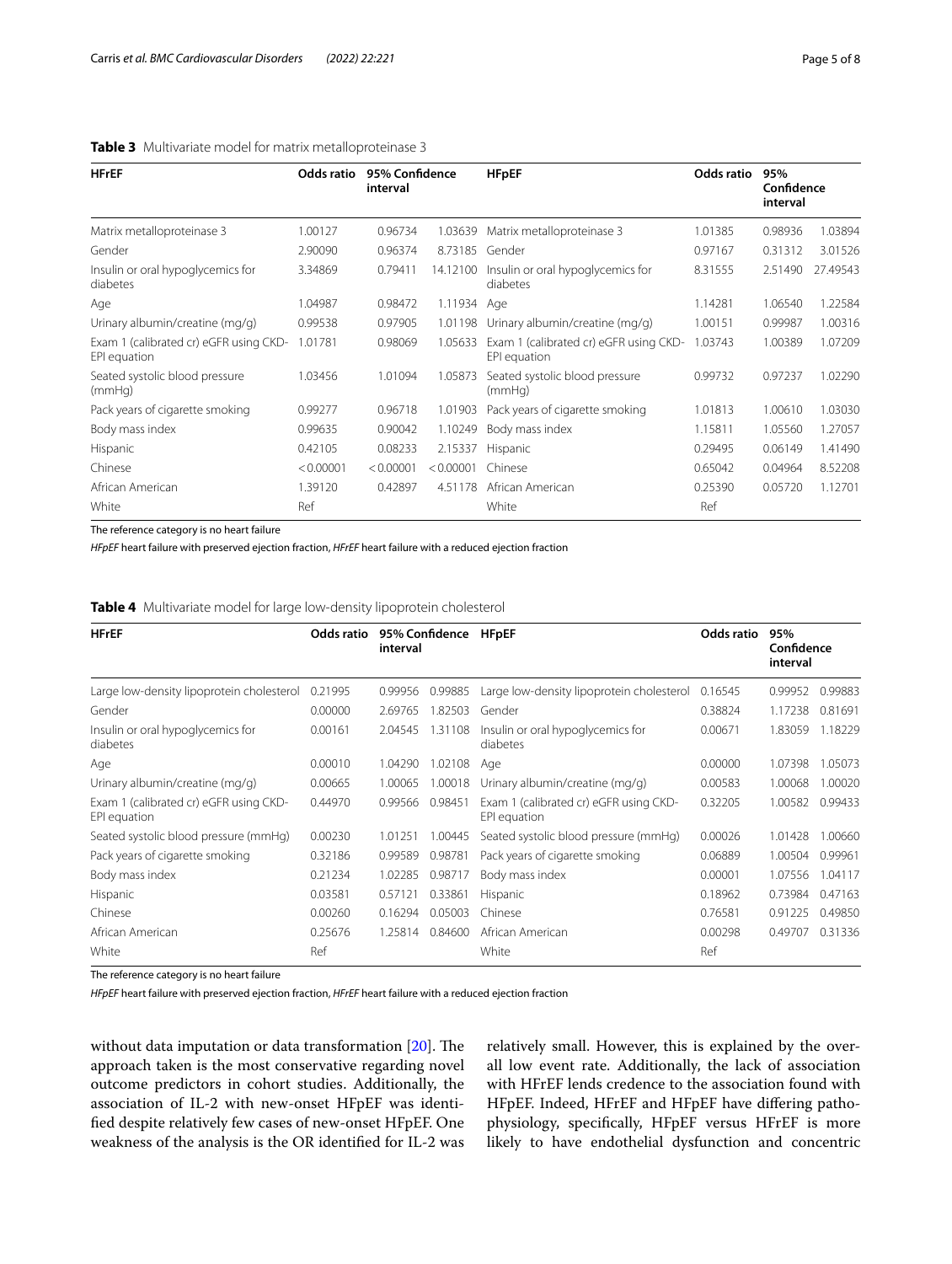**Table 3** Multivariate model for matrix metalloproteinase 3

| HFrEF | Odds ratio | 95% Confidence interval | | HFpEF | Odds ratio | 95% Confidence interval | |
|---|---|---|---|---|---|---|---|
| Matrix metalloproteinase 3 | 1.00127 | 0.96734 | 1.03639 | Matrix metalloproteinase 3 | 1.01385 | 0.98936 | 1.03894 |
| Gender | 2.90090 | 0.96374 | 8.73185 | Gender | 0.97167 | 0.31312 | 3.01526 |
| Insulin or oral hypoglycemics for diabetes | 3.34869 | 0.79411 | 14.12100 | Insulin or oral hypoglycemics for diabetes | 8.31555 | 2.51490 | 27.49543 |
| Age | 1.04987 | 0.98472 | 1.11934 | Age | 1.14281 | 1.06540 | 1.22584 |
| Urinary albumin/creatine (mg/g) | 0.99538 | 0.97905 | 1.01198 | Urinary albumin/creatine (mg/g) | 1.00151 | 0.99987 | 1.00316 |
| Exam 1 (calibrated cr) eGFR using CKD-EPI equation | 1.01781 | 0.98069 | 1.05633 | Exam 1 (calibrated cr) eGFR using CKD-EPI equation | 1.03743 | 1.00389 | 1.07209 |
| Seated systolic blood pressure (mmHg) | 1.03456 | 1.01094 | 1.05873 | Seated systolic blood pressure (mmHg) | 0.99732 | 0.97237 | 1.02290 |
| Pack years of cigarette smoking | 0.99277 | 0.96718 | 1.01903 | Pack years of cigarette smoking | 1.01813 | 1.00610 | 1.03030 |
| Body mass index | 0.99635 | 0.90042 | 1.10249 | Body mass index | 1.15811 | 1.05560 | 1.27057 |
| Hispanic | 0.42105 | 0.08233 | 2.15337 | Hispanic | 0.29495 | 0.06149 | 1.41490 |
| Chinese | < 0.00001 | < 0.00001 | < 0.00001 | Chinese | 0.65042 | 0.04964 | 8.52208 |
| African American | 1.39120 | 0.42897 | 4.51178 | African American | 0.25390 | 0.05720 | 1.12701 |
| White | Ref | | | White | Ref | | |

The reference category is no heart failure

*HFpEF* heart failure with preserved ejection fraction, *HFrEF* heart failure with a reduced ejection fraction

**Table 4** Multivariate model for large low-density lipoprotein cholesterol

| HFrEF | Odds ratio | 95% Confidence interval | | HFpEF | Odds ratio | 95% Confidence interval | |
|---|---|---|---|---|---|---|---|
| Large low-density lipoprotein cholesterol | 0.21995 | 0.99956 | 0.99885 | Large low-density lipoprotein cholesterol | 0.16545 | 0.99952 | 0.99883 |
| Gender | 0.00000 | 2.69765 | 1.82503 | Gender | 0.38824 | 1.17238 | 0.81691 |
| Insulin or oral hypoglycemics for diabetes | 0.00161 | 2.04545 | 1.31108 | Insulin or oral hypoglycemics for diabetes | 0.00671 | 1.83059 | 1.18229 |
| Age | 0.00010 | 1.04290 | 1.02108 | Age | 0.00000 | 1.07398 | 1.05073 |
| Urinary albumin/creatine (mg/g) | 0.00665 | 1.00065 | 1.00018 | Urinary albumin/creatine (mg/g) | 0.00583 | 1.00068 | 1.00020 |
| Exam 1 (calibrated cr) eGFR using CKD-EPI equation | 0.44970 | 0.99566 | 0.98451 | Exam 1 (calibrated cr) eGFR using CKD-EPI equation | 0.32205 | 1.00582 | 0.99433 |
| Seated systolic blood pressure (mmHg) | 0.00230 | 1.01251 | 1.00445 | Seated systolic blood pressure (mmHg) | 0.00026 | 1.01428 | 1.00660 |
| Pack years of cigarette smoking | 0.32186 | 0.99589 | 0.98781 | Pack years of cigarette smoking | 0.06889 | 1.00504 | 0.99961 |
| Body mass index | 0.21234 | 1.02285 | 0.98717 | Body mass index | 0.00001 | 1.07556 | 1.04117 |
| Hispanic | 0.03581 | 0.57121 | 0.33861 | Hispanic | 0.18962 | 0.73984 | 0.47163 |
| Chinese | 0.00260 | 0.16294 | 0.05003 | Chinese | 0.76581 | 0.91225 | 0.49850 |
| African American | 0.25676 | 1.25814 | 0.84600 | African American | 0.00298 | 0.49707 | 0.31336 |
| White | Ref | | | White | Ref | | |

The reference category is no heart failure

*HFpEF* heart failure with preserved ejection fraction, *HFrEF* heart failure with a reduced ejection fraction

without data imputation or data transformation [20]. The approach taken is the most conservative regarding novel outcome predictors in cohort studies. Additionally, the association of IL-2 with new-onset HFpEF was identified despite relatively few cases of new-onset HFpEF. One weakness of the analysis is the OR identified for IL-2 was relatively small. However, this is explained by the overall low event rate. Additionally, the lack of association with HFrEF lends credence to the association found with HFpEF. Indeed, HFrEF and HFpEF have differing pathophysiology, specifically, HFpEF versus HFrEF is more likely to have endothelial dysfunction and concentric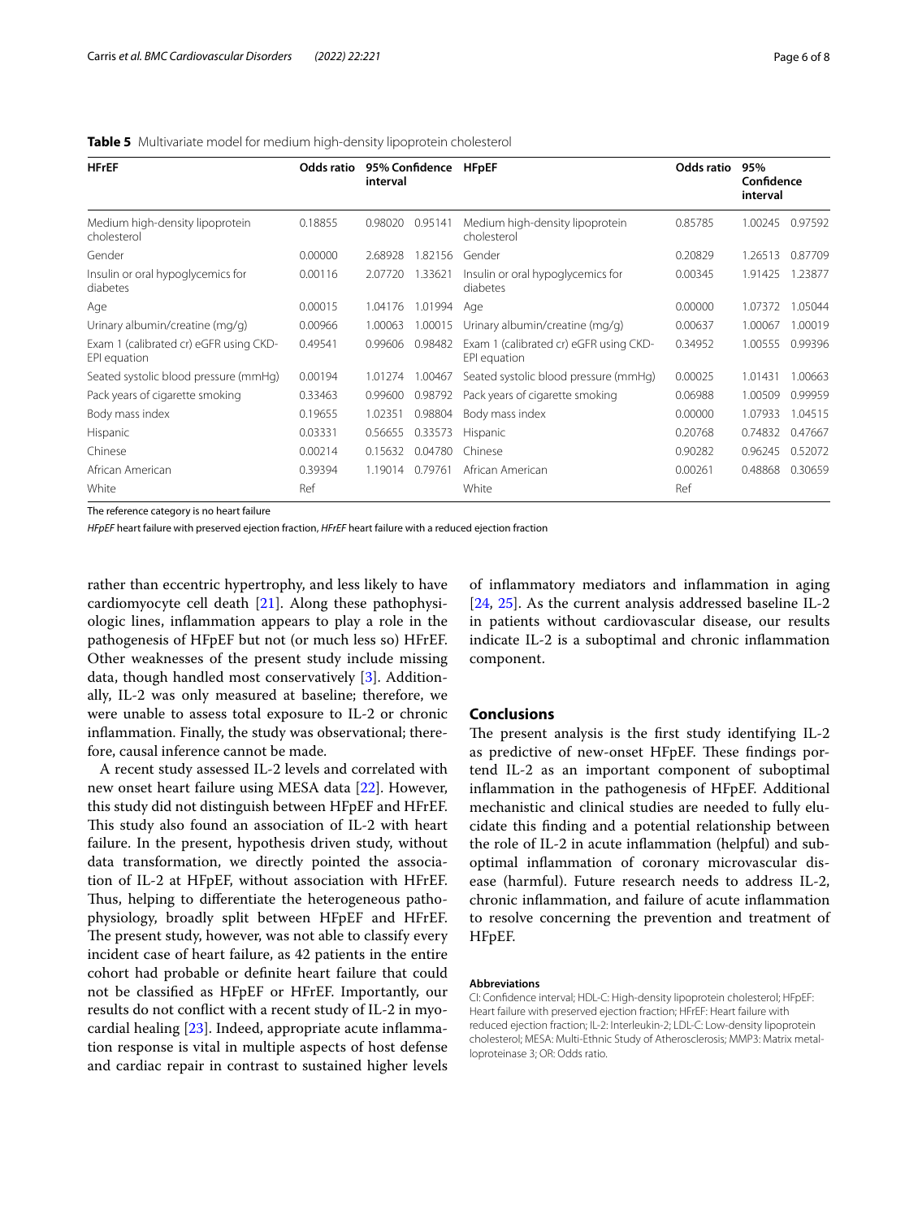**Table 5** Multivariate model for medium high-density lipoprotein cholesterol

| HFrEF | Odds ratio | 95% Confidence interval | | HFpEF | Odds ratio | 95% Confidence interval | |
|---|---|---|---|---|---|---|---|
| Medium high-density lipoprotein cholesterol | 0.18855 | 0.98020 | 0.95141 | Medium high-density lipoprotein cholesterol | 0.85785 | 1.00245 | 0.97592 |
| Gender | 0.00000 | 2.68928 | 1.82156 | Gender | 0.20829 | 1.26513 | 0.87709 |
| Insulin or oral hypoglycemics for diabetes | 0.00116 | 2.07720 | 1.33621 | Insulin or oral hypoglycemics for diabetes | 0.00345 | 1.91425 | 1.23877 |
| Age | 0.00015 | 1.04176 | 1.01994 | Age | 0.00000 | 1.07372 | 1.05044 |
| Urinary albumin/creatine (mg/g) | 0.00966 | 1.00063 | 1.00015 | Urinary albumin/creatine (mg/g) | 0.00637 | 1.00067 | 1.00019 |
| Exam 1 (calibrated cr) eGFR using CKD-EPI equation | 0.49541 | 0.99606 | 0.98482 | Exam 1 (calibrated cr) eGFR using CKD-EPI equation | 0.34952 | 1.00555 | 0.99396 |
| Seated systolic blood pressure (mmHg) | 0.00194 | 1.01274 | 1.00467 | Seated systolic blood pressure (mmHg) | 0.00025 | 1.01431 | 1.00663 |
| Pack years of cigarette smoking | 0.33463 | 0.99600 | 0.98792 | Pack years of cigarette smoking | 0.06988 | 1.00509 | 0.99959 |
| Body mass index | 0.19655 | 1.02351 | 0.98804 | Body mass index | 0.00000 | 1.07933 | 1.04515 |
| Hispanic | 0.03331 | 0.56655 | 0.33573 | Hispanic | 0.20768 | 0.74832 | 0.47667 |
| Chinese | 0.00214 | 0.15632 | 0.04780 | Chinese | 0.90282 | 0.96245 | 0.52072 |
| African American | 0.39394 | 1.19014 | 0.79761 | African American | 0.00261 | 0.48868 | 0.30659 |
| White | Ref | | | White | Ref | | |

The reference category is no heart failure

*HFpEF* heart failure with preserved ejection fraction, *HFrEF* heart failure with a reduced ejection fraction

rather than eccentric hypertrophy, and less likely to have cardiomyocyte cell death [21]. Along these pathophysiologic lines, inflammation appears to play a role in the pathogenesis of HFpEF but not (or much less so) HFrEF. Other weaknesses of the present study include missing data, though handled most conservatively [3]. Additionally, IL-2 was only measured at baseline; therefore, we were unable to assess total exposure to IL-2 or chronic inflammation. Finally, the study was observational; therefore, causal inference cannot be made.

A recent study assessed IL-2 levels and correlated with new onset heart failure using MESA data [22]. However, this study did not distinguish between HFpEF and HFrEF. This study also found an association of IL-2 with heart failure. In the present, hypothesis driven study, without data transformation, we directly pointed the association of IL-2 at HFpEF, without association with HFrEF. Thus, helping to differentiate the heterogeneous pathophysiology, broadly split between HFpEF and HFrEF. The present study, however, was not able to classify every incident case of heart failure, as 42 patients in the entire cohort had probable or definite heart failure that could not be classified as HFpEF or HFrEF. Importantly, our results do not conflict with a recent study of IL-2 in myocardial healing [23]. Indeed, appropriate acute inflammation response is vital in multiple aspects of host defense and cardiac repair in contrast to sustained higher levels of inflammatory mediators and inflammation in aging [24, 25]. As the current analysis addressed baseline IL-2 in patients without cardiovascular disease, our results indicate IL-2 is a suboptimal and chronic inflammation component.

## Conclusions

The present analysis is the first study identifying IL-2 as predictive of new-onset HFpEF. These findings portend IL-2 as an important component of suboptimal inflammation in the pathogenesis of HFpEF. Additional mechanistic and clinical studies are needed to fully elucidate this finding and a potential relationship between the role of IL-2 in acute inflammation (helpful) and suboptimal inflammation of coronary microvascular disease (harmful). Future research needs to address IL-2, chronic inflammation, and failure of acute inflammation to resolve concerning the prevention and treatment of HFpEF.

#### Abbreviations

CI: Confidence interval; HDL-C: High-density lipoprotein cholesterol; HFpEF: Heart failure with preserved ejection fraction; HFrEF: Heart failure with reduced ejection fraction; IL-2: Interleukin-2; LDL-C: Low-density lipoprotein cholesterol; MESA: Multi-Ethnic Study of Atherosclerosis; MMP3: Matrix metalloproteinase 3; OR: Odds ratio.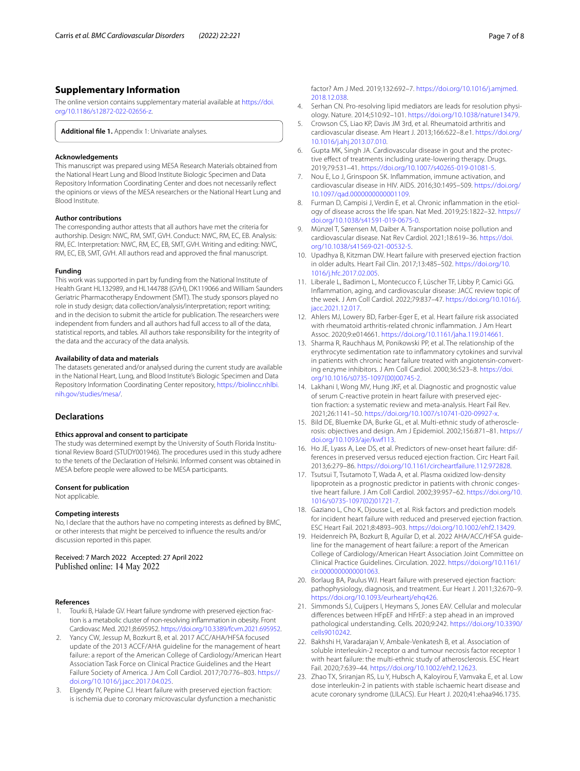## Supplementary Information

The online version contains supplementary material available at https://doi.org/10.1186/s12872-022-02656-z.

**Additional file 1.** Appendix 1: Univariate analyses.

### Acknowledgements

This manuscript was prepared using MESA Research Materials obtained from the National Heart Lung and Blood Institute Biologic Specimen and Data Repository Information Coordinating Center and does not necessarily reflect the opinions or views of the MESA researchers or the National Heart Lung and Blood Institute.

### Author contributions

The corresponding author attests that all authors have met the criteria for authorship. Design: NWC, RM, SMT, GVH. Conduct: NWC, RM, EC, EB. Analysis: RM, EC. Interpretation: NWC, RM, EC, EB, SMT, GVH. Writing and editing: NWC, RM, EC, EB, SMT, GVH. All authors read and approved the final manuscript.

### Funding

This work was supported in part by funding from the National Institute of Health Grant HL132989, and HL144788 (GVH), DK119066 and William Saunders Geriatric Pharmacotherapy Endowment (SMT). The study sponsors played no role in study design; data collection/analysis/interpretation; report writing; and in the decision to submit the article for publication. The researchers were independent from funders and all authors had full access to all of the data, statistical reports, and tables. All authors take responsibility for the integrity of the data and the accuracy of the data analysis.

### Availability of data and materials

The datasets generated and/or analysed during the current study are available in the National Heart, Lung, and Blood Institute's Biologic Specimen and Data Repository Information Coordinating Center repository, https://biolincc.nhlbi.nih.gov/studies/mesa/.

## Declarations

### Ethics approval and consent to participate

The study was determined exempt by the University of South Florida Institutional Review Board (STUDY001946). The procedures used in this study adhere to the tenets of the Declaration of Helsinki. Informed consent was obtained in MESA before people were allowed to be MESA participants.

### Consent for publication

Not applicable.

### Competing interests

No, I declare that the authors have no competing interests as defined by BMC, or other interests that might be perceived to influence the results and/or discussion reported in this paper.

Received: 7 March 2022 Accepted: 27 April 2022
Published online: 14 May 2022

### References

1. Tourki B, Halade GV. Heart failure syndrome with preserved ejection fraction is a metabolic cluster of non-resolving inflammation in obesity. Front Cardiovasc Med. 2021;8:695952. https://doi.org/10.3389/fcvm.2021.695952.
2. Yancy CW, Jessup M, Bozkurt B, et al. 2017 ACC/AHA/HFSA focused update of the 2013 ACCF/AHA guideline for the management of heart failure: a report of the American College of Cardiology/American Heart Association Task Force on Clinical Practice Guidelines and the Heart Failure Society of America. J Am Coll Cardiol. 2017;70:776–803. https://doi.org/10.1016/j.jacc.2017.04.025.
3. Elgendy IY, Pepine CJ. Heart failure with preserved ejection fraction: is ischemia due to coronary microvascular dysfunction a mechanistic factor? Am J Med. 2019;132:692–7. https://doi.org/10.1016/j.amjmed.2018.12.038.
4. Serhan CN. Pro-resolving lipid mediators are leads for resolution physiology. Nature. 2014;510:92–101. https://doi.org/10.1038/nature13479.
5. Crowson CS, Liao KP, Davis JM 3rd, et al. Rheumatoid arthritis and cardiovascular disease. Am Heart J. 2013;166:622–8.e1. https://doi.org/10.1016/j.ahj.2013.07.010.
6. Gupta MK, Singh JA. Cardiovascular disease in gout and the protective effect of treatments including urate-lowering therapy. Drugs. 2019;79:531–41. https://doi.org/10.1007/s40265-019-01081-5.
7. Nou E, Lo J, Grinspoon SK. Inflammation, immune activation, and cardiovascular disease in HIV. AIDS. 2016;30:1495–509. https://doi.org/10.1097/qad.0000000000001109.
8. Furman D, Campisi J, Verdin E, et al. Chronic inflammation in the etiology of disease across the life span. Nat Med. 2019;25:1822–32. https://doi.org/10.1038/s41591-019-0675-0.
9. Münzel T, Sørensen M, Daiber A. Transportation noise pollution and cardiovascular disease. Nat Rev Cardiol. 2021;18:619–36. https://doi.org/10.1038/s41569-021-00532-5.
10. Upadhya B, Kitzman DW. Heart failure with preserved ejection fraction in older adults. Heart Fail Clin. 2017;13:485–502. https://doi.org/10.1016/j.hfc.2017.02.005.
11. Liberale L, Badimon L, Montecucco F, Lüscher TF, Libby P, Camici GG. Inflammation, aging, and cardiovascular disease: JACC review topic of the week. J Am Coll Cardiol. 2022;79:837–47. https://doi.org/10.1016/j.jacc.2021.12.017.
12. Ahlers MJ, Lowery BD, Farber-Eger E, et al. Heart failure risk associated with rheumatoid arthritis-related chronic inflammation. J Am Heart Assoc. 2020;9:e014661. https://doi.org/10.1161/jaha.119.014661.
13. Sharma R, Rauchhaus M, Ponikowski PP, et al. The relationship of the erythrocyte sedimentation rate to inflammatory cytokines and survival in patients with chronic heart failure treated with angiotensin-converting enzyme inhibitors. J Am Coll Cardiol. 2000;36:523–8. https://doi.org/10.1016/s0735-1097(00)00745-2.
14. Lakhani I, Wong MV, Hung JKF, et al. Diagnostic and prognostic value of serum C-reactive protein in heart failure with preserved ejection fraction: a systematic review and meta-analysis. Heart Fail Rev. 2021;26:1141–50. https://doi.org/10.1007/s10741-020-09927-x.
15. Bild DE, Bluemke DA, Burke GL, et al. Multi-ethnic study of atherosclerosis: objectives and design. Am J Epidemiol. 2002;156:871–81. https://doi.org/10.1093/aje/kwf113.
16. Ho JE, Lyass A, Lee DS, et al. Predictors of new-onset heart failure: differences in preserved versus reduced ejection fraction. Circ Heart Fail. 2013;6:279–86. https://doi.org/10.1161/circheartfailure.112.972828.
17. Tsutsui T, Tsutamoto T, Wada A, et al. Plasma oxidized low-density lipoprotein as a prognostic predictor in patients with chronic congestive heart failure. J Am Coll Cardiol. 2002;39:957–62. https://doi.org/10.1016/s0735-1097(02)01721-7.
18. Gaziano L, Cho K, Djousse L, et al. Risk factors and prediction models for incident heart failure with reduced and preserved ejection fraction. ESC Heart Fail. 2021;8:4893–903. https://doi.org/10.1002/ehf2.13429.
19. Heidenreich PA, Bozkurt B, Aguilar D, et al. 2022 AHA/ACC/HFSA guideline for the management of heart failure: a report of the American College of Cardiology/American Heart Association Joint Committee on Clinical Practice Guidelines. Circulation. 2022. https://doi.org/10.1161/cir.0000000000001063.
20. Borlaug BA, Paulus WJ. Heart failure with preserved ejection fraction: pathophysiology, diagnosis, and treatment. Eur Heart J. 2011;32:670–9. https://doi.org/10.1093/eurheartj/ehq426.
21. Simmonds SJ, Cuijpers I, Heymans S, Jones EAV. Cellular and molecular differences between HFpEF and HFrEF: a step ahead in an improved pathological understanding. Cells. 2020;9:242. https://doi.org/10.3390/cells9010242.
22. Bakhshi H, Varadarajan V, Ambale-Venkatesh B, et al. Association of soluble interleukin-2 receptor α and tumour necrosis factor receptor 1 with heart failure: the multi-ethnic study of atherosclerosis. ESC Heart Fail. 2020;7:639–44. https://doi.org/10.1002/ehf2.12623.
23. Zhao TX, Sriranjan RS, Lu Y, Hubsch A, Kaloyirou F, Vamvaka E, et al. Low dose interleukin-2 in patients with stable ischaemic heart disease and acute coronary syndrome (LILACS). Eur Heart J. 2020;41:ehaa946.1735.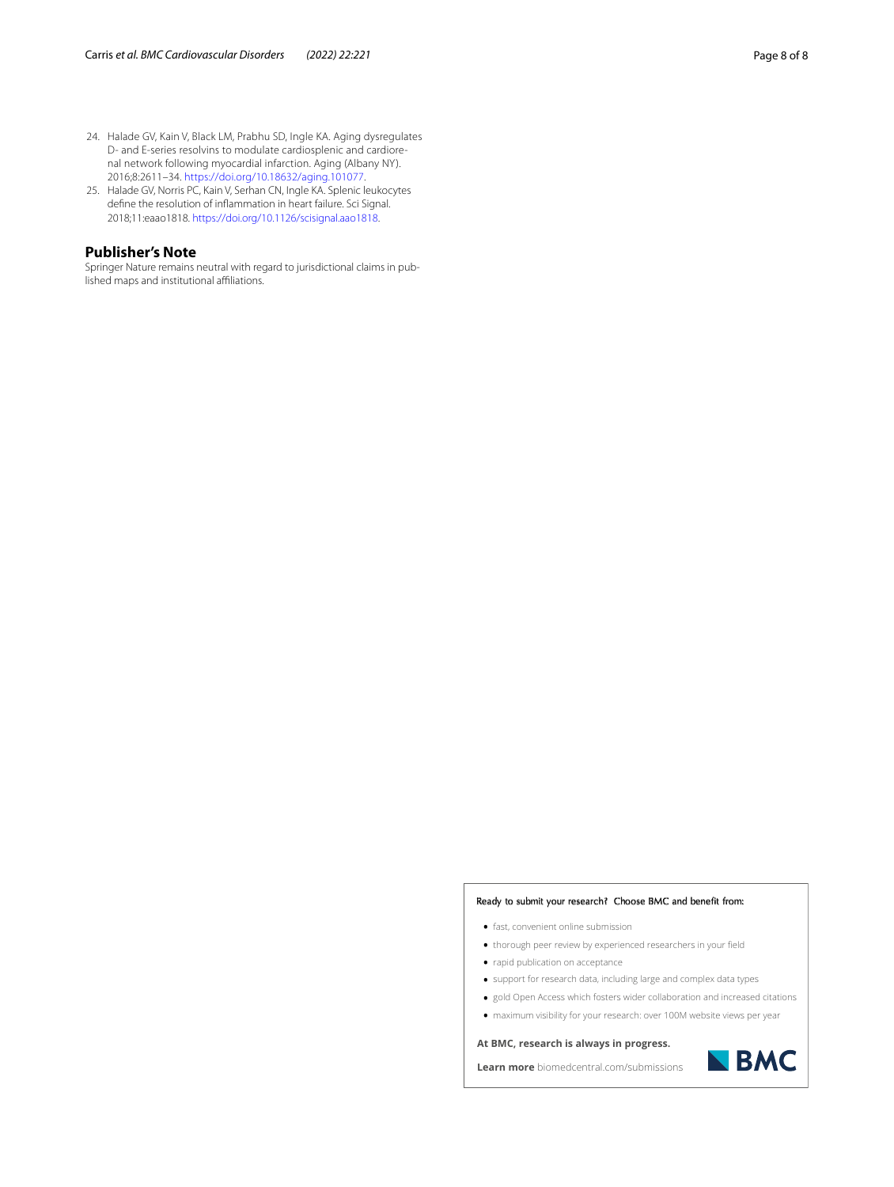24. Halade GV, Kain V, Black LM, Prabhu SD, Ingle KA. Aging dysregulates D- and E-series resolvins to modulate cardiosplenic and cardiorenal network following myocardial infarction. Aging (Albany NY). 2016;8:2611–34. https://doi.org/10.18632/aging.101077.
25. Halade GV, Norris PC, Kain V, Serhan CN, Ingle KA. Splenic leukocytes define the resolution of inflammation in heart failure. Sci Signal. 2018;11:eaao1818. https://doi.org/10.1126/scisignal.aao1818.

## Publisher's Note

Springer Nature remains neutral with regard to jurisdictional claims in published maps and institutional affiliations.

Ready to submit your research? Choose BMC and benefit from:

- fast, convenient online submission
- thorough peer review by experienced researchers in your field
- rapid publication on acceptance
- support for research data, including large and complex data types
- gold Open Access which fosters wider collaboration and increased citations
- maximum visibility for your research: over 100M website views per year

**At BMC, research is always in progress.**

**Learn more** biomedcentral.com/submissions

BMC